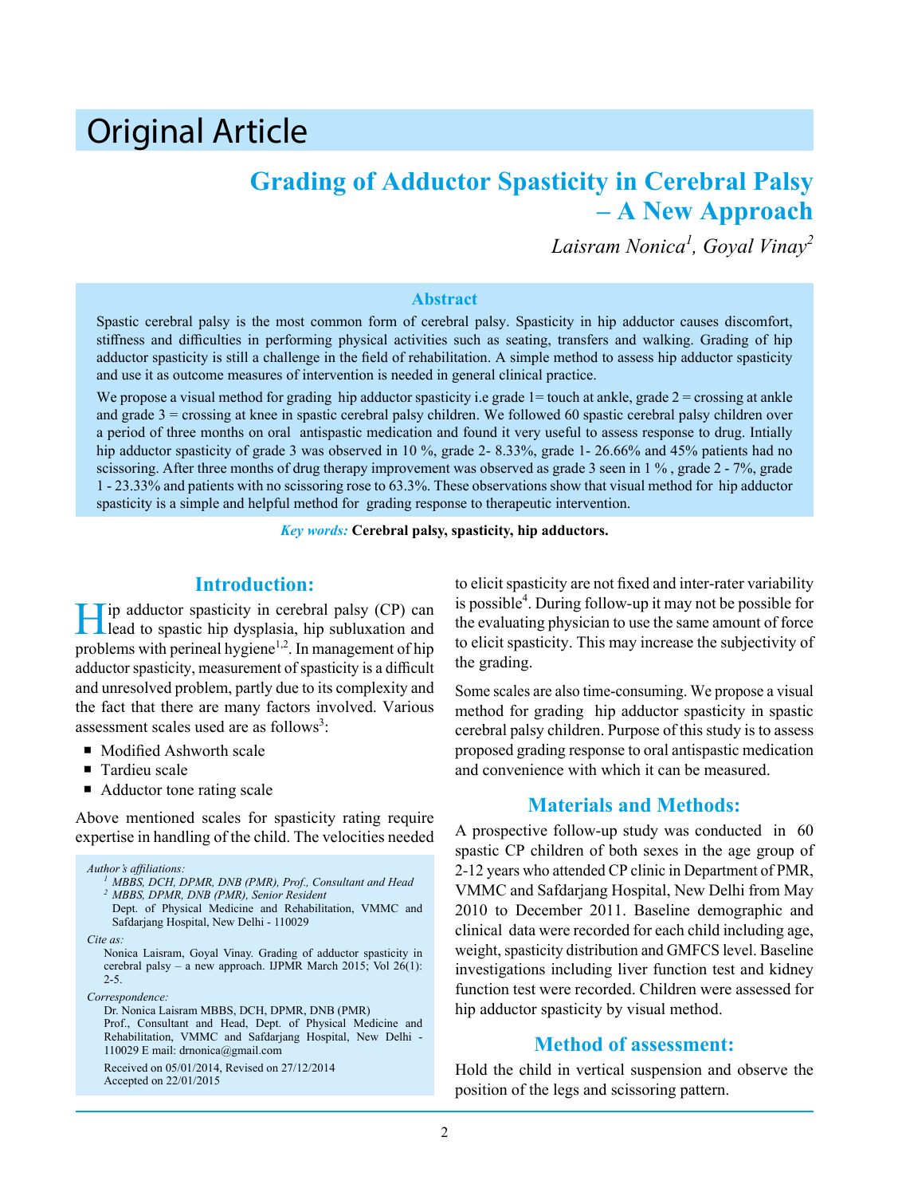# Original Article

## Grading of Adductor Spasticity in Cerebral Palsy – A New Approach

*Laisram Nonica[1], Goyal Vinay[2]*

### Abstract

Spastic cerebral palsy is the most common form of cerebral palsy. Spasticity in hip adductor causes discomfort, stiffness and difficulties in performing physical activities such as seating, transfers and walking. Grading of hip adductor spasticity is still a challenge in the field of rehabilitation. A simple method to assess hip adductor spasticity and use it as outcome measures of intervention is needed in general clinical practice.

We propose a visual method for grading hip adductor spasticity i.e grade 1= touch at ankle, grade 2 = crossing at ankle and grade 3 = crossing at knee in spastic cerebral palsy children. We followed 60 spastic cerebral palsy children over a period of three months on oral antispastic medication and found it very useful to assess response to drug. Intially hip adductor spasticity of grade 3 was observed in 10 %, grade 2- 8.33%, grade 1- 26.66% and 45% patients had no scissoring. After three months of drug therapy improvement was observed as grade 3 seen in 1 % , grade 2 - 7%, grade 1 - 23.33% and patients with no scissoring rose to 63.3%. These observations show that visual method for hip adductor spasticity is a simple and helpful method for grading response to therapeutic intervention.

***Key words:*** **Cerebral palsy, spasticity, hip adductors.**

## Introduction:

Hip adductor spasticity in cerebral palsy (CP) can lead to spastic hip dysplasia, hip subluxation and problems with perineal hygiene[1,2]. In management of hip adductor spasticity, measurement of spasticity is a difficult and unresolved problem, partly due to its complexity and the fact that there are many factors involved. Various assessment scales used are as follows[3]:

- Modified Ashworth scale
- Tardieu scale
- Adductor tone rating scale

Above mentioned scales for spasticity rating require expertise in handling of the child. The velocities needed to elicit spasticity are not fixed and inter-rater variability is possible[4]. During follow-up it may not be possible for the evaluating physician to use the same amount of force to elicit spasticity. This may increase the subjectivity of the grading.

Some scales are also time-consuming. We propose a visual method for grading hip adductor spasticity in spastic cerebral palsy children. Purpose of this study is to assess proposed grading response to oral antispastic medication and convenience with which it can be measured.

## Materials and Methods:

A prospective follow-up study was conducted in 60 spastic CP children of both sexes in the age group of 2-12 years who attended CP clinic in Department of PMR, VMMC and Safdarjang Hospital, New Delhi from May 2010 to December 2011. Baseline demographic and clinical data were recorded for each child including age, weight, spasticity distribution and GMFCS level. Baseline investigations including liver function test and kidney function test were recorded. Children were assessed for hip adductor spasticity by visual method.

## Method of assessment:

Hold the child in vertical suspension and observe the position of the legs and scissoring pattern.

---

*Author's affiliations:*

[1] MBBS, DCH, DPMR, DNB (PMR), Prof., Consultant and Head

[2] MBBS, DPMR, DNB (PMR), Senior Resident

Dept. of Physical Medicine and Rehabilitation, VMMC and Safdarjang Hospital, New Delhi - 110029

*Cite as:*

Nonica Laisram, Goyal Vinay. Grading of adductor spasticity in cerebral palsy – a new approach. IJPMR March 2015; Vol 26(1): 2-5.

*Correspondence:*

Dr. Nonica Laisram MBBS, DCH, DPMR, DNB (PMR)
Prof., Consultant and Head, Dept. of Physical Medicine and Rehabilitation, VMMC and Safdarjang Hospital, New Delhi - 110029 E mail: drnonica@gmail.com

Received on 05/01/2014, Revised on 27/12/2014
Accepted on 22/01/2015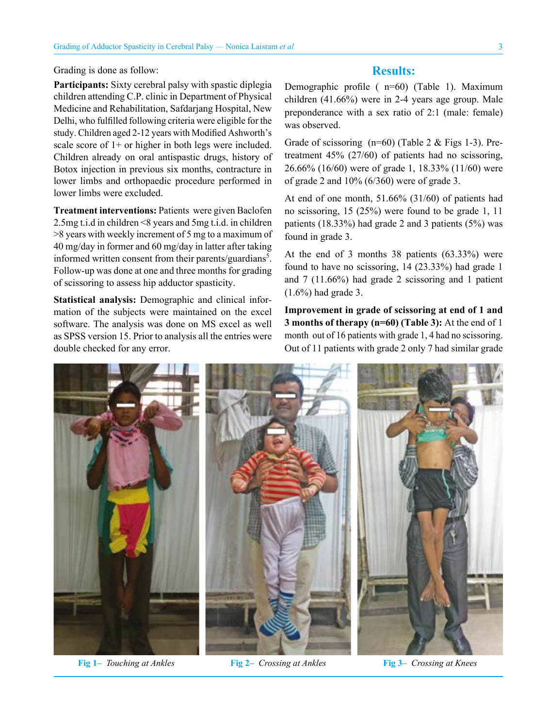Grading is done as follow:

**Participants:** Sixty cerebral palsy with spastic diplegia children attending C.P. clinic in Department of Physical Medicine and Rehabilitation, Safdarjang Hospital, New Delhi, who fulfilled following criteria were eligible for the study. Children aged 2-12 years with Modified Ashworth's scale score of 1+ or higher in both legs were included. Children already on oral antispastic drugs, history of Botox injection in previous six months, contracture in lower limbs and orthopaedic procedure performed in lower limbs were excluded.

**Treatment interventions:** Patients were given Baclofen 2.5mg t.i.d in children <8 years and 5mg t.i.d. in children >8 years with weekly increment of 5 mg to a maximum of 40 mg/day in former and 60 mg/day in latter after taking informed written consent from their parents/guardians[5]. Follow-up was done at one and three months for grading of scissoring to assess hip adductor spasticity.

**Statistical analysis:** Demographic and clinical information of the subjects were maintained on the excel software. The analysis was done on MS excel as well as SPSS version 15. Prior to analysis all the entries were double checked for any error.

## Results:

Demographic profile ( n=60) (Table 1). Maximum children (41.66%) were in 2-4 years age group. Male preponderance with a sex ratio of 2:1 (male: female) was observed.

Grade of scissoring (n=60) (Table 2 & Figs 1-3). Pre-treatment 45% (27/60) of patients had no scissoring, 26.66% (16/60) were of grade 1, 18.33% (11/60) were of grade 2 and 10% (6/360) were of grade 3.

At end of one month, 51.66% (31/60) of patients had no scissoring, 15 (25%) were found to be grade 1, 11 patients (18.33%) had grade 2 and 3 patients (5%) was found in grade 3.

At the end of 3 months 38 patients (63.33%) were found to have no scissoring, 14 (23.33%) had grade 1 and 7 (11.66%) had grade 2 scissoring and 1 patient (1.6%) had grade 3.

**Improvement in grade of scissoring at end of 1 and 3 months of therapy (n=60) (Table 3):** At the end of 1 month out of 16 patients with grade 1, 4 had no scissoring. Out of 11 patients with grade 2 only 7 had similar grade

Fig 1– *Touching at Ankles*

Fig 2– *Crossing at Ankles*

Fig 3– *Crossing at Knees*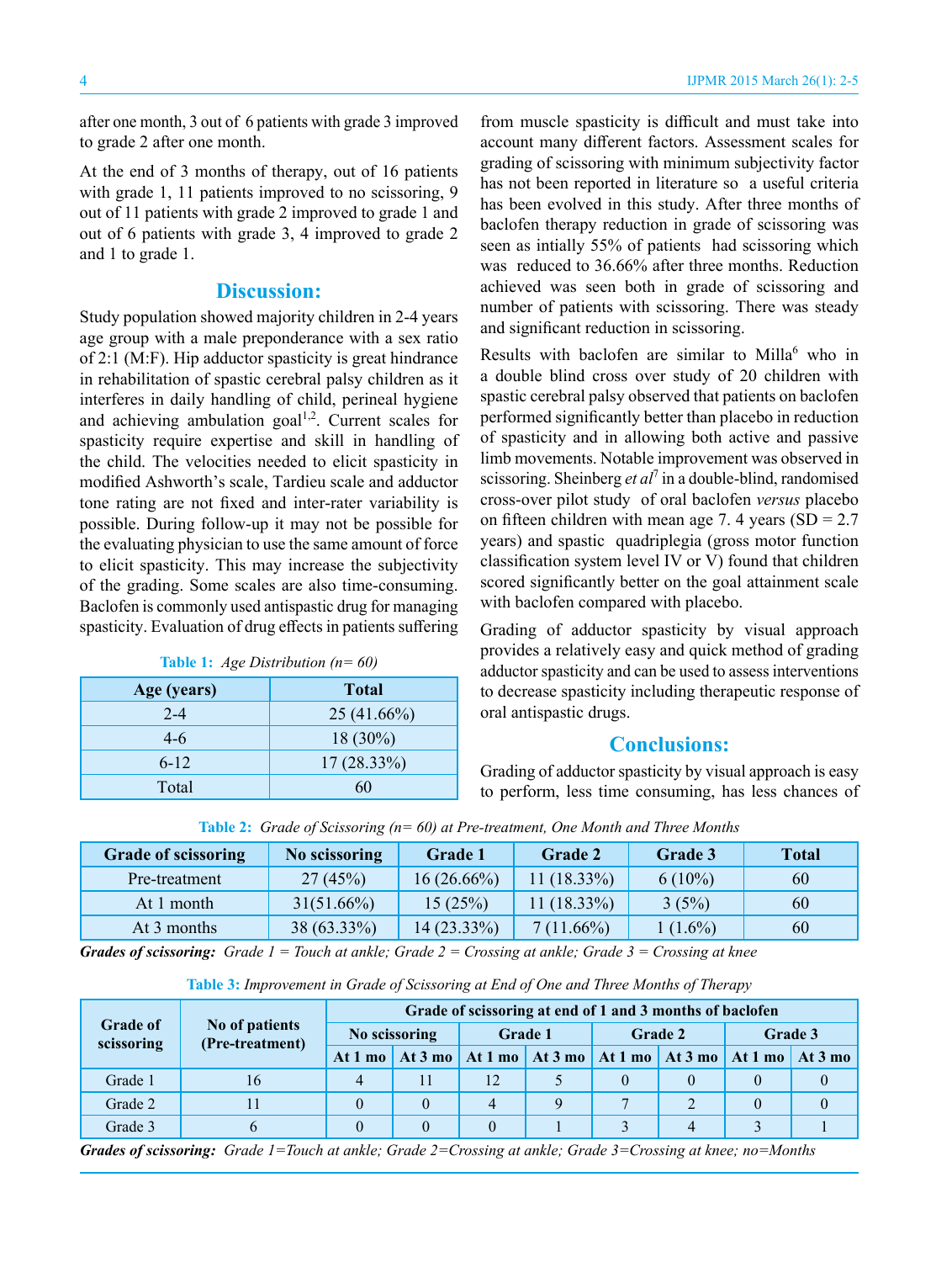after one month, 3 out of 6 patients with grade 3 improved to grade 2 after one month.

At the end of 3 months of therapy, out of 16 patients with grade 1, 11 patients improved to no scissoring, 9 out of 11 patients with grade 2 improved to grade 1 and out of 6 patients with grade 3, 4 improved to grade 2 and 1 to grade 1.

## Discussion:

Study population showed majority children in 2-4 years age group with a male preponderance with a sex ratio of 2:1 (M:F). Hip adductor spasticity is great hindrance in rehabilitation of spastic cerebral palsy children as it interferes in daily handling of child, perineal hygiene and achieving ambulation goal[1,2]. Current scales for spasticity require expertise and skill in handling of the child. The velocities needed to elicit spasticity in modified Ashworth's scale, Tardieu scale and adductor tone rating are not fixed and inter-rater variability is possible. During follow-up it may not be possible for the evaluating physician to use the same amount of force to elicit spasticity. This may increase the subjectivity of the grading. Some scales are also time-consuming. Baclofen is commonly used antispastic drug for managing spasticity. Evaluation of drug effects in patients suffering from muscle spasticity is difficult and must take into account many different factors. Assessment scales for grading of scissoring with minimum subjectivity factor has not been reported in literature so a useful criteria has been evolved in this study. After three months of baclofen therapy reduction in grade of scissoring was seen as intially 55% of patients had scissoring which was reduced to 36.66% after three months. Reduction achieved was seen both in grade of scissoring and number of patients with scissoring. There was steady and significant reduction in scissoring.

Results with baclofen are similar to Milla[6] who in a double blind cross over study of 20 children with spastic cerebral palsy observed that patients on baclofen performed significantly better than placebo in reduction of spasticity and in allowing both active and passive limb movements. Notable improvement was observed in scissoring. Sheinberg *et al*[7] in a double-blind, randomised cross-over pilot study of oral baclofen *versus* placebo on fifteen children with mean age 7. 4 years (SD = 2.7 years) and spastic quadriplegia (gross motor function classification system level IV or V) found that children scored significantly better on the goal attainment scale with baclofen compared with placebo.

Grading of adductor spasticity by visual approach provides a relatively easy and quick method of grading adductor spasticity and can be used to assess interventions to decrease spasticity including therapeutic response of oral antispastic drugs.

## Conclusions:

Grading of adductor spasticity by visual approach is easy to perform, less time consuming, has less chances of

**Table 1:** *Age Distribution (n= 60)*

| Age (years) | Total |
|---|---|
| 2-4 | 25 (41.66%) |
| 4-6 | 18 (30%) |
| 6-12 | 17 (28.33%) |
| Total | 60 |

**Table 2:** *Grade of Scissoring (n= 60) at Pre-treatment, One Month and Three Months*

| Grade of scissoring | No scissoring | Grade 1 | Grade 2 | Grade 3 | Total |
|---|---|---|---|---|---|
| Pre-treatment | 27 (45%) | 16 (26.66%) | 11 (18.33%) | 6 (10%) | 60 |
| At 1 month | 31(51.66%) | 15 (25%) | 11 (18.33%) | 3 (5%) | 60 |
| At 3 months | 38 (63.33%) | 14 (23.33%) | 7 (11.66%) | 1 (1.6%) | 60 |

***Grades of scissoring:*** *Grade 1 = Touch at ankle; Grade 2 = Crossing at ankle; Grade 3 = Crossing at knee*

**Table 3:** *Improvement in Grade of Scissoring at End of One and Three Months of Therapy*

| Grade of scissoring | No of patients (Pre-treatment) | Grade of scissoring at end of 1 and 3 months of baclofen | | | | | | | |
|---|---|---|---|---|---|---|---|---|---|
| | | No scissoring | | Grade 1 | | Grade 2 | | Grade 3 | |
| | | At 1 mo | At 3 mo | At 1 mo | At 3 mo | At 1 mo | At 3 mo | At 1 mo | At 3 mo |
| Grade 1 | 16 | 4 | 11 | 12 | 5 | 0 | 0 | 0 | 0 |
| Grade 2 | 11 | 0 | 0 | 4 | 9 | 7 | 2 | 0 | 0 |
| Grade 3 | 6 | 0 | 0 | 0 | 1 | 3 | 4 | 3 | 1 |

***Grades of scissoring:*** *Grade 1=Touch at ankle; Grade 2=Crossing at ankle; Grade 3=Crossing at knee; no=Months*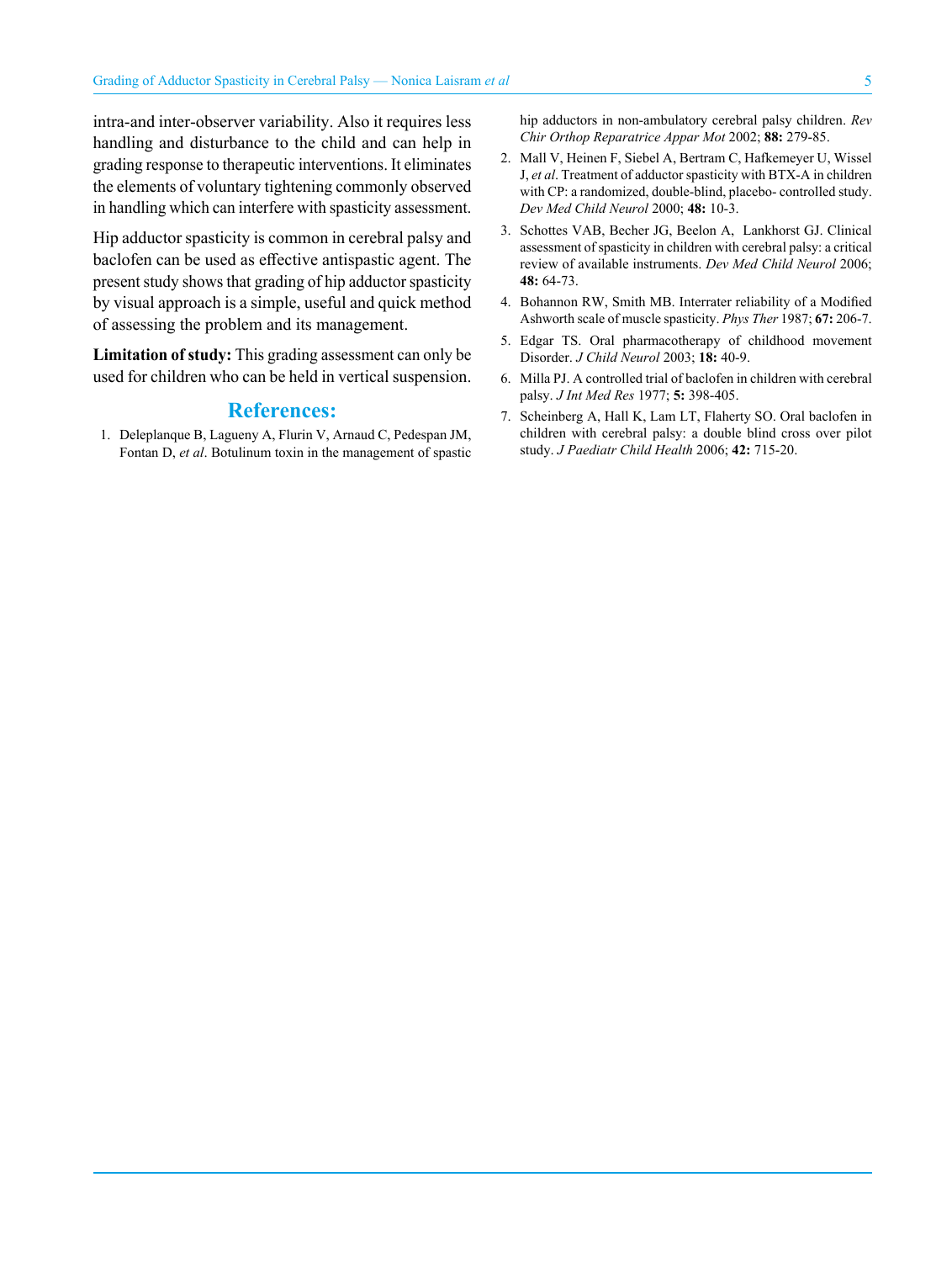intra-and inter-observer variability. Also it requires less handling and disturbance to the child and can help in grading response to therapeutic interventions. It eliminates the elements of voluntary tightening commonly observed in handling which can interfere with spasticity assessment.

Hip adductor spasticity is common in cerebral palsy and baclofen can be used as effective antispastic agent. The present study shows that grading of hip adductor spasticity by visual approach is a simple, useful and quick method of assessing the problem and its management.

**Limitation of study:** This grading assessment can only be used for children who can be held in vertical suspension.

## References:

1. Deleplanque B, Lagueny A, Flurin V, Arnaud C, Pedespan JM, Fontan D, *et al*. Botulinum toxin in the management of spastic hip adductors in non-ambulatory cerebral palsy children. *Rev Chir Orthop Reparatrice Appar Mot* 2002; **88:** 279-85.
2. Mall V, Heinen F, Siebel A, Bertram C, Hafkemeyer U, Wissel J, *et al*. Treatment of adductor spasticity with BTX-A in children with CP: a randomized, double-blind, placebo- controlled study. *Dev Med Child Neurol* 2000; **48:** 10-3.
3. Schottes VAB, Becher JG, Beelon A, Lankhorst GJ. Clinical assessment of spasticity in children with cerebral palsy: a critical review of available instruments. *Dev Med Child Neurol* 2006; **48:** 64-73.
4. Bohannon RW, Smith MB. Interrater reliability of a Modified Ashworth scale of muscle spasticity. *Phys Ther* 1987; **67:** 206-7.
5. Edgar TS. Oral pharmacotherapy of childhood movement Disorder. *J Child Neurol* 2003; **18:** 40-9.
6. Milla PJ. A controlled trial of baclofen in children with cerebral palsy. *J Int Med Res* 1977; **5:** 398-405.
7. Scheinberg A, Hall K, Lam LT, Flaherty SO. Oral baclofen in children with cerebral palsy: a double blind cross over pilot study. *J Paediatr Child Health* 2006; **42:** 715-20.